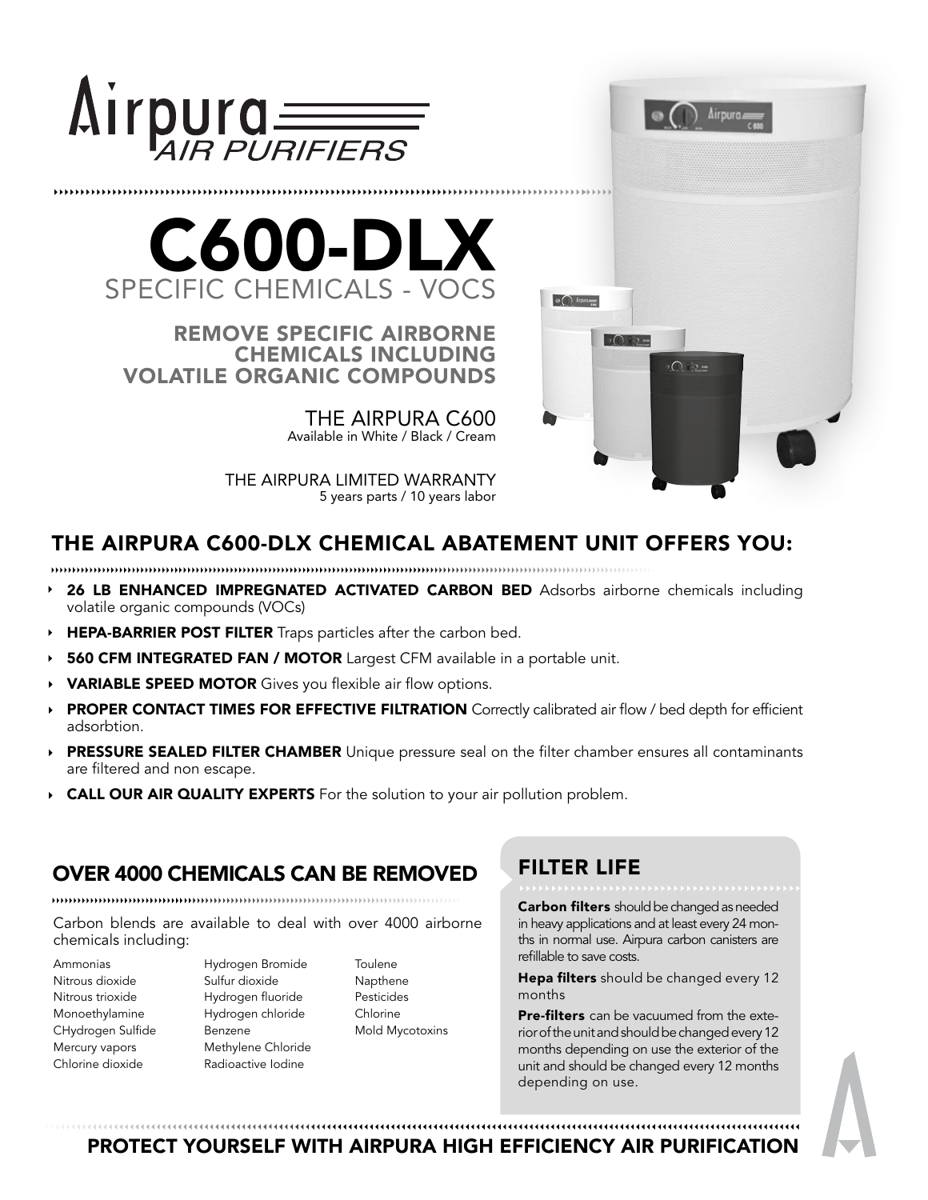# Airpura AIR PURIFIERS

# C600-DLX

## SPECIFIC CHEMICALS - VOCS

### REMOVE SPECIFIC AIRBORNE CHEMICALS INCLUDING VOLATILE ORGANIC COMPOUNDS

THE AIRPURA C600
Available in White / Black / Cream

THE AIRPURA LIMITED WARRANTY
5 years parts / 10 years labor

## THE AIRPURA C600-DLX CHEMICAL ABATEMENT UNIT OFFERS YOU:

- **26 LB ENHANCED IMPREGNATED ACTIVATED CARBON BED** Adsorbs airborne chemicals including volatile organic compounds (VOCs)
- **HEPA-BARRIER POST FILTER** Traps particles after the carbon bed.
- **560 CFM INTEGRATED FAN / MOTOR** Largest CFM available in a portable unit.
- **VARIABLE SPEED MOTOR** Gives you flexible air flow options.
- **PROPER CONTACT TIMES FOR EFFECTIVE FILTRATION** Correctly calibrated air flow / bed depth for efficient adsorbtion.
- **PRESSURE SEALED FILTER CHAMBER** Unique pressure seal on the filter chamber ensures all contaminants are filtered and non escape.
- **CALL OUR AIR QUALITY EXPERTS** For the solution to your air pollution problem.

## OVER 4000 CHEMICALS CAN BE REMOVED

Carbon blends are available to deal with over 4000 airborne chemicals including:

- Ammonias
- Nitrous dioxide
- Nitrous trioxide
- Monoethylamine
- CHydrogen Sulfide
- Mercury vapors
- Chlorine dioxide
- Hydrogen Bromide
- Sulfur dioxide
- Hydrogen fluoride
- Hydrogen chloride
- Benzene
- Methylene Chloride
- Radioactive Iodine
- Toulene
- Napthene
- Pesticides
- Chlorine
- Mold Mycotoxins

## FILTER LIFE

**Carbon filters** should be changed as needed in heavy applications and at least every 24 months in normal use. Airpura carbon canisters are refillable to save costs.

**Hepa filters** should be changed every 12 months

**Pre-filters** can be vacuumed from the exterior of the unit and should be changed every 12 months depending on use the exterior of the unit and should be changed every 12 months depending on use.

## PROTECT YOURSELF WITH AIRPURA HIGH EFFICIENCY AIR PURIFICATION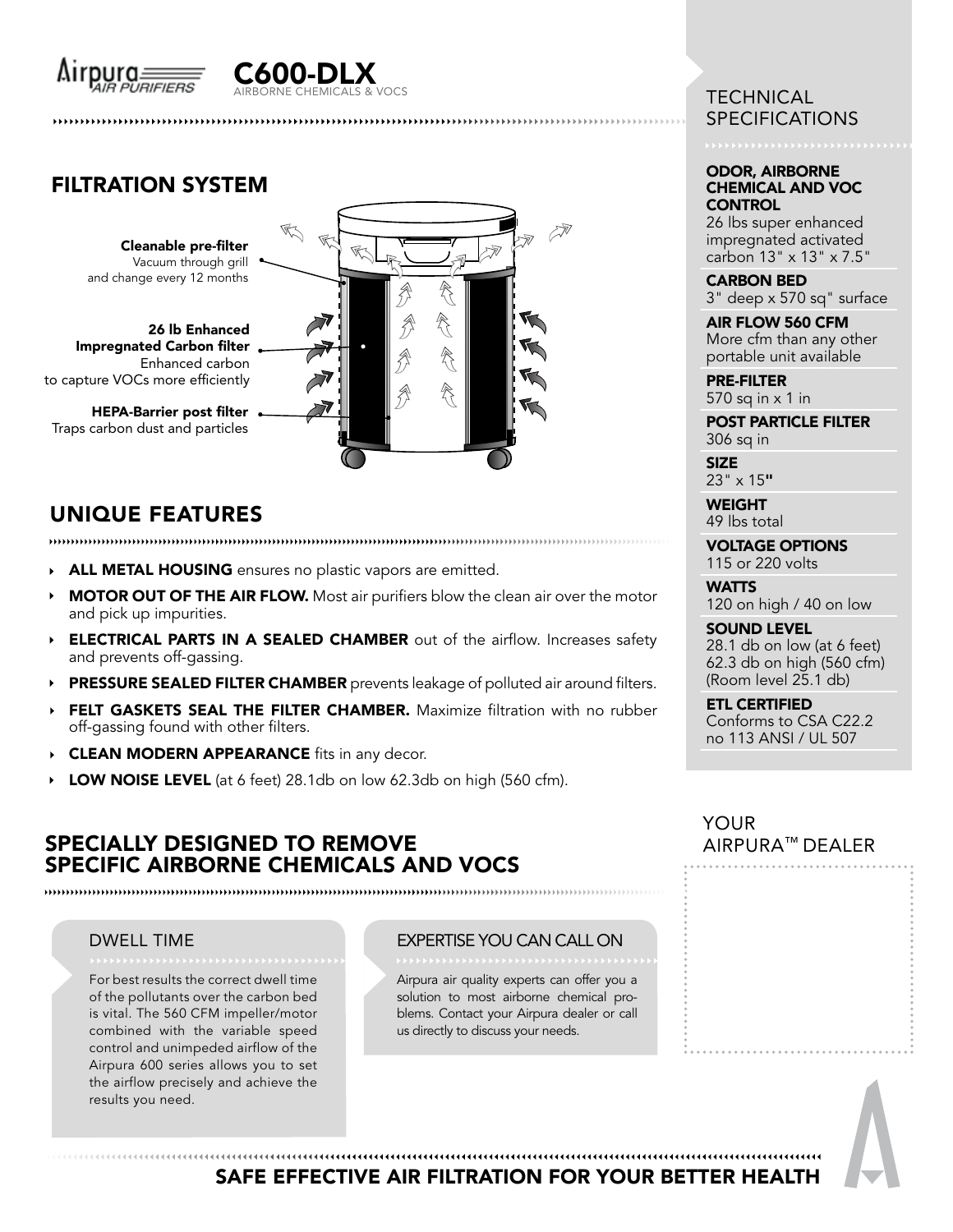Airpura AIR PURIFIERS

# C600-DLX

AIRBORNE CHEMICALS & VOCS

## FILTRATION SYSTEM

**Cleanable pre-filter**
Vacuum through grill and change every 12 months

**26 lb Enhanced Impregnated Carbon filter**
Enhanced carbon to capture VOCs more efficiently

**HEPA-Barrier post filter**
Traps carbon dust and particles

## UNIQUE FEATURES

- **ALL METAL HOUSING** ensures no plastic vapors are emitted.
- **MOTOR OUT OF THE AIR FLOW.** Most air purifiers blow the clean air over the motor and pick up impurities.
- **ELECTRICAL PARTS IN A SEALED CHAMBER** out of the airflow. Increases safety and prevents off-gassing.
- **PRESSURE SEALED FILTER CHAMBER** prevents leakage of polluted air around filters.
- **FELT GASKETS SEAL THE FILTER CHAMBER.** Maximize filtration with no rubber off-gassing found with other filters.
- **CLEAN MODERN APPEARANCE** fits in any decor.
- **LOW NOISE LEVEL** (at 6 feet) 28.1db on low 62.3db on high (560 cfm).

## SPECIALLY DESIGNED TO REMOVE SPECIFIC AIRBORNE CHEMICALS AND VOCS

### DWELL TIME

For best results the correct dwell time of the pollutants over the carbon bed is vital. The 560 CFM impeller/motor combined with the variable speed control and unimpeded airflow of the Airpura 600 series allows you to set the airflow precisely and achieve the results you need.

### EXPERTISE YOU CAN CALL ON

Airpura air quality experts can offer you a solution to most airborne chemical problems. Contact your Airpura dealer or call us directly to discuss your needs.

## TECHNICAL SPECIFICATIONS

**ODOR, AIRBORNE CHEMICAL AND VOC CONTROL**
26 lbs super enhanced impregnated activated carbon 13" x 13" x 7.5"

**CARBON BED**
3" deep x 570 sq" surface

**AIR FLOW 560 CFM**
More cfm than any other portable unit available

**PRE-FILTER**
570 sq in x 1 in

**POST PARTICLE FILTER**
306 sq in

**SIZE**
23" x 15"

**WEIGHT**
49 lbs total

**VOLTAGE OPTIONS**
115 or 220 volts

**WATTS**
120 on high / 40 on low

**SOUND LEVEL**
28.1 db on low (at 6 feet)
62.3 db on high (560 cfm)
(Room level 25.1 db)

**ETL CERTIFIED**
Conforms to CSA C22.2 no 113 ANSI / UL 507

## YOUR AIRPURA™ DEALER

**SAFE EFFECTIVE AIR FILTRATION FOR YOUR BETTER HEALTH**